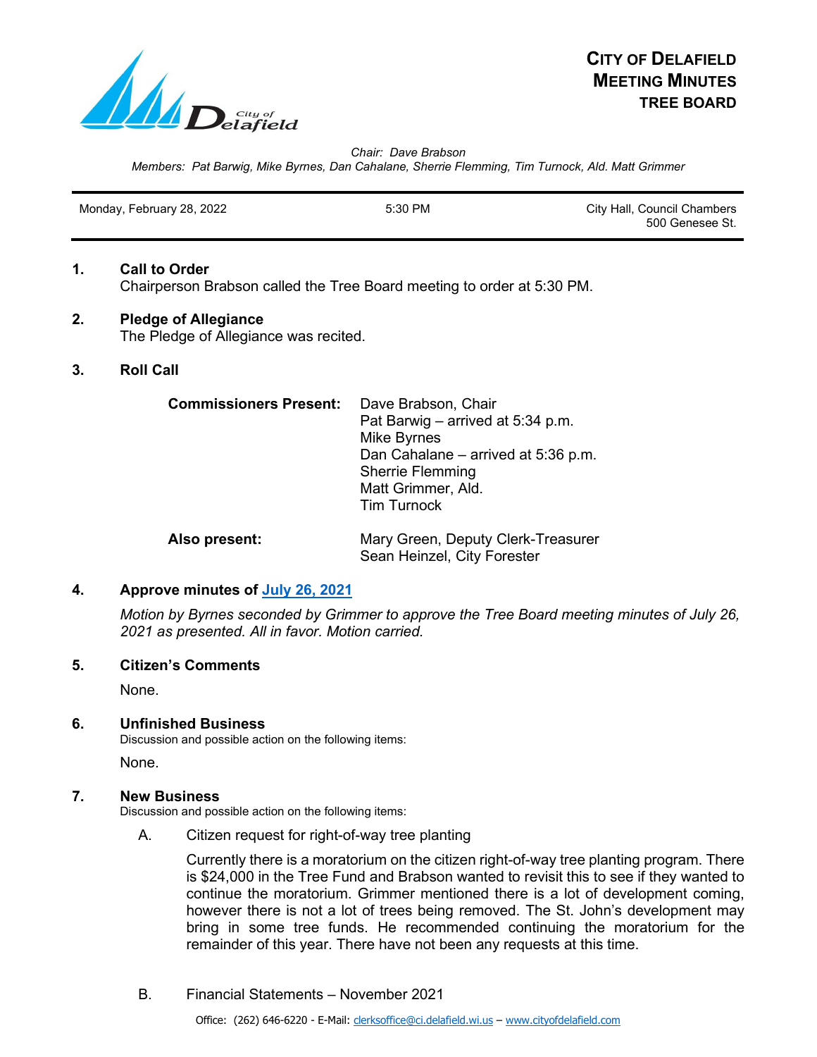# CITY OF DELAFIELD
# MEETING MINUTES
## TREE BOARD

*Chair: Dave Brabson*
*Members: Pat Barwig, Mike Byrnes, Dan Cahalane, Sherrie Flemming, Tim Turnock, Ald. Matt Grimmer*

| Monday, February 28, 2022 | 5:30 PM | City Hall, Council Chambers 500 Genesee St. |
|---|---|---|

**1. Call to Order**

Chairperson Brabson called the Tree Board meeting to order at 5:30 PM.

**2. Pledge of Allegiance**

The Pledge of Allegiance was recited.

**3. Roll Call**

**Commissioners Present:**
Dave Brabson, Chair
Pat Barwig – arrived at 5:34 p.m.
Mike Byrnes
Dan Cahalane – arrived at 5:36 p.m.
Sherrie Flemming
Matt Grimmer, Ald.
Tim Turnock

**Also present:**
Mary Green, Deputy Clerk-Treasurer
Sean Heinzel, City Forester

**4. Approve minutes of July 26, 2021**

*Motion by Byrnes seconded by Grimmer to approve the Tree Board meeting minutes of July 26, 2021 as presented. All in favor. Motion carried.*

**5. Citizen's Comments**

None.

**6. Unfinished Business**

Discussion and possible action on the following items:

None.

**7. New Business**

Discussion and possible action on the following items:

A. Citizen request for right-of-way tree planting

Currently there is a moratorium on the citizen right-of-way tree planting program. There is $24,000 in the Tree Fund and Brabson wanted to revisit this to see if they wanted to continue the moratorium. Grimmer mentioned there is a lot of development coming, however there is not a lot of trees being removed. The St. John's development may bring in some tree funds. He recommended continuing the moratorium for the remainder of this year. There have not been any requests at this time.

B. Financial Statements – November 2021

Office: (262) 646-6220 - E-Mail: clerksoffice@ci.delafield.wi.us – www.cityofdelafield.com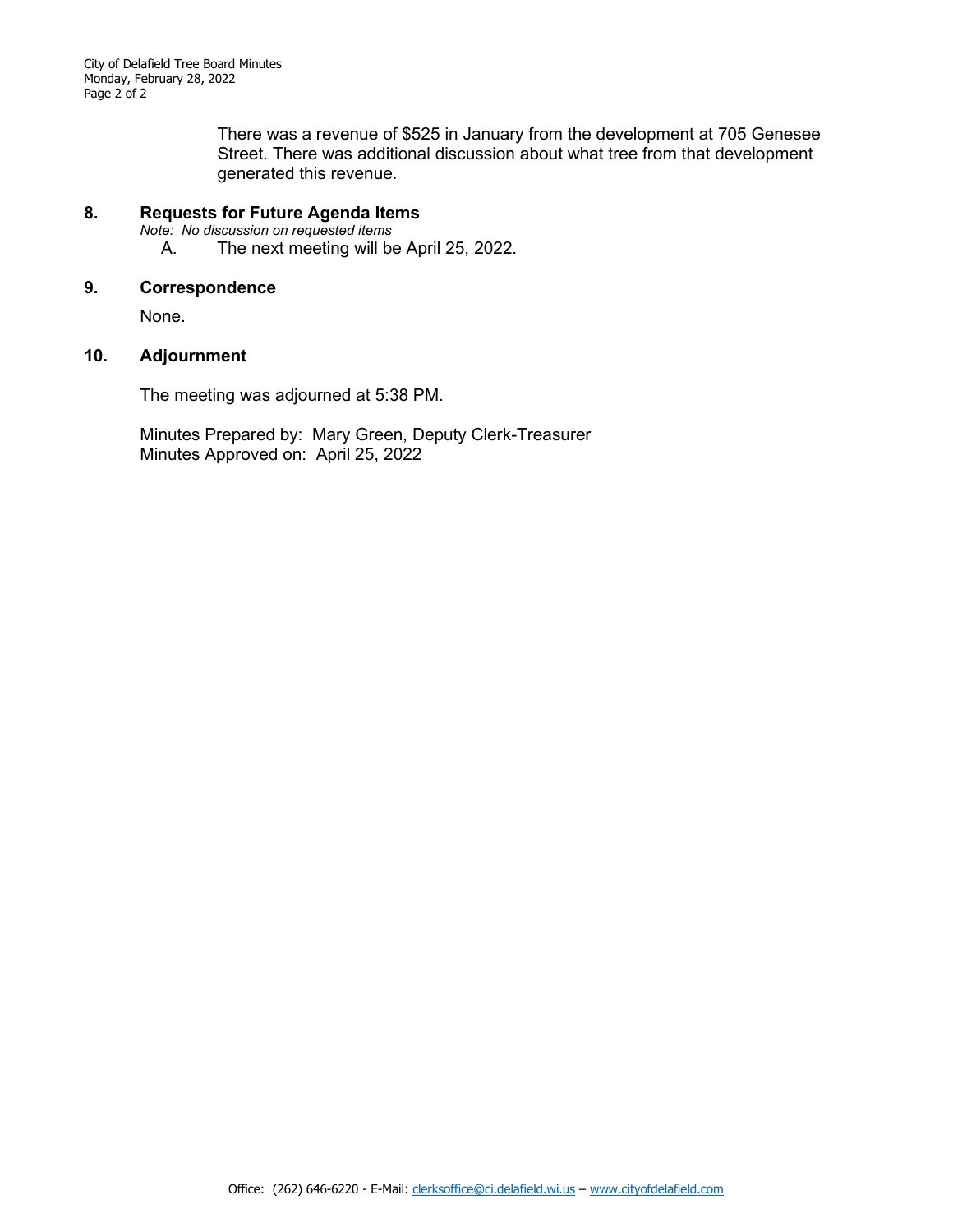There was a revenue of $525 in January from the development at 705 Genesee Street. There was additional discussion about what tree from that development generated this revenue.

## 8. Requests for Future Agenda Items

*Note: No discussion on requested items*

A. The next meeting will be April 25, 2022.

## 9. Correspondence

None.

## 10. Adjournment

The meeting was adjourned at 5:38 PM.

Minutes Prepared by: Mary Green, Deputy Clerk-Treasurer
Minutes Approved on: April 25, 2022

Office: (262) 646-6220 - E-Mail: clerksoffice@ci.delafield.wi.us – www.cityofdelafield.com